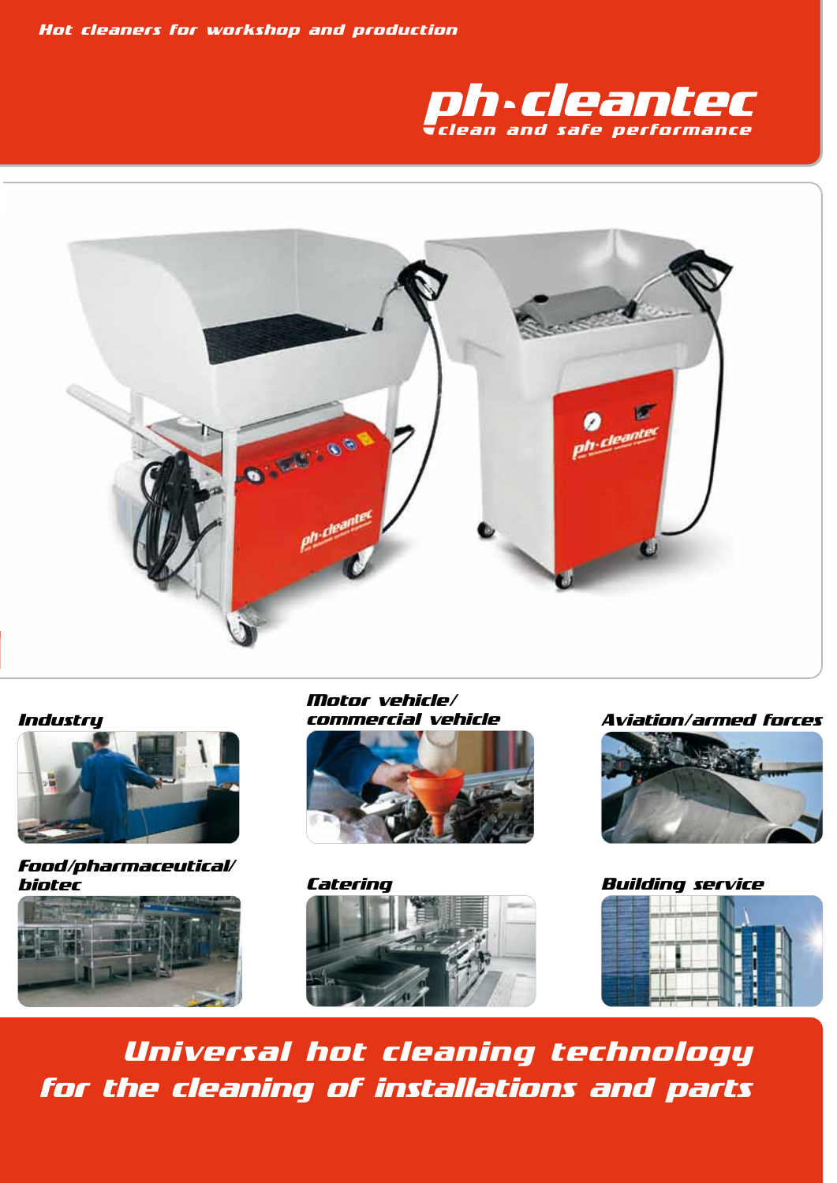*Hot cleaners for workshop and production*

# ph·cleantec

*clean and safe performance*

### *Industry*

### *Motor vehicle/ commercial vehicle*

### *Aviation/armed forces*

### *Food/pharmaceutical/ biotec*

### *Catering*

### *Building service*

## *Universal hot cleaning technology for the cleaning of installations and parts*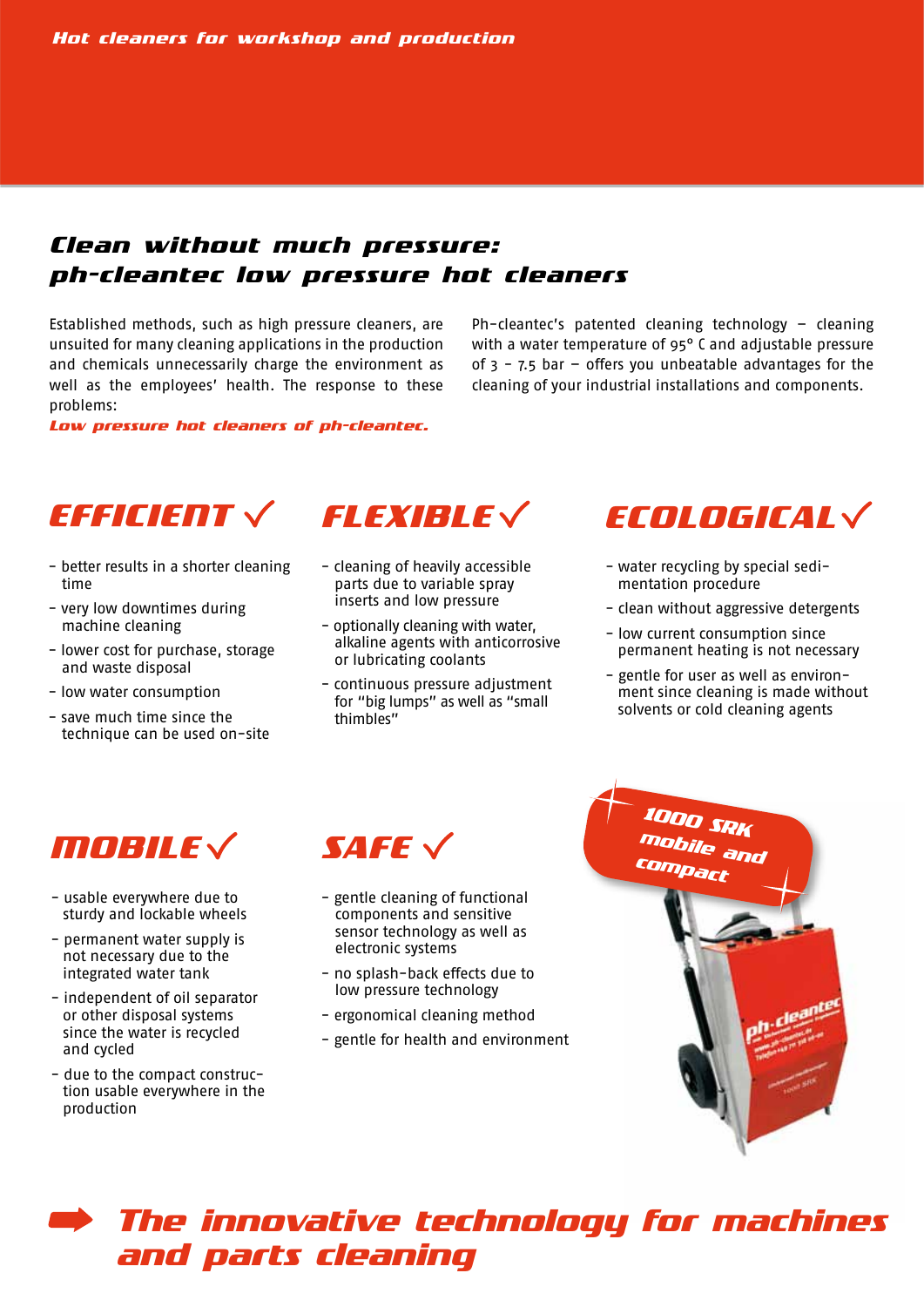*Hot cleaners for workshop and production*

## Clean without much pressure: ph-cleantec low pressure hot cleaners

Established methods, such as high pressure cleaners, are unsuited for many cleaning applications in the production and chemicals unnecessarily charge the environment as well as the employees' health. The response to these problems:

***Low pressure hot cleaners of ph-cleantec.***

Ph-cleantec's patented cleaning technology – cleaning with a water temperature of 95° C and adjustable pressure of 3 – 7.5 bar – offers you unbeatable advantages for the cleaning of your industrial installations and components.

### EFFICIENT ✓

- better results in a shorter cleaning time
- very low downtimes during machine cleaning
- lower cost for purchase, storage and waste disposal
- low water consumption
- save much time since the technique can be used on-site

### FLEXIBLE ✓

- cleaning of heavily accessible parts due to variable spray inserts and low pressure
- optionally cleaning with water, alkaline agents with anticorrosive or lubricating coolants
- continuous pressure adjustment for "big lumps" as well as "small thimbles"

### ECOLOGICAL ✓

- water recycling by special sedimentation procedure
- clean without aggressive detergents
- low current consumption since permanent heating is not necessary
- gentle for user as well as environment since cleaning is made without solvents or cold cleaning agents

### MOBILE ✓

- usable everywhere due to sturdy and lockable wheels
- permanent water supply is not necessary due to the integrated water tank
- independent of oil separator or other disposal systems since the water is recycled and cycled
- due to the compact construction usable everywhere in the production

### SAFE ✓

- gentle cleaning of functional components and sensitive sensor technology as well as electronic systems
- no splash-back effects due to low pressure technology
- ergonomical cleaning method
- gentle for health and environment

**1000 SRK mobile and compact**

## ➡ The innovative technology for machines and parts cleaning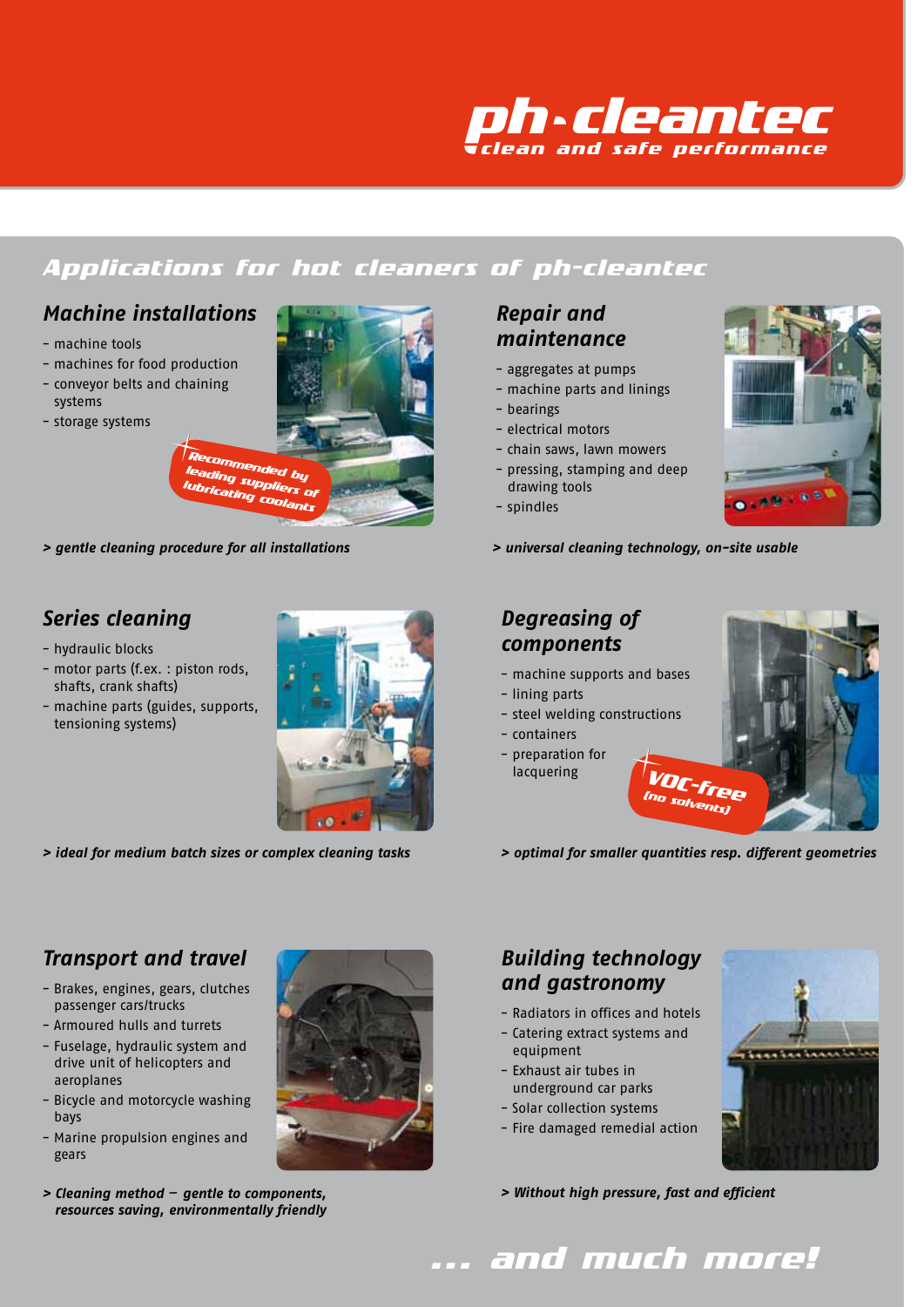ph·cleantec
clean and safe performance

# Applications for hot cleaners of ph-cleantec

## Machine installations

- machine tools
- machines for food production
- conveyor belts and chaining systems
- storage systems

Recommended by leading suppliers of lubricating coolants

*> gentle cleaning procedure for all installations*

## Repair and maintenance

- aggregates at pumps
- machine parts and linings
- bearings
- electrical motors
- chain saws, lawn mowers
- pressing, stamping and deep drawing tools
- spindles

*> universal cleaning technology, on-site usable*

## Series cleaning

- hydraulic blocks
- motor parts (f.ex. : piston rods, shafts, crank shafts)
- machine parts (guides, supports, tensioning systems)

*> ideal for medium batch sizes or complex cleaning tasks*

## Degreasing of components

- machine supports and bases
- lining parts
- steel welding constructions
- containers
- preparation for lacquering

VOC-free (no solvents)

*> optimal for smaller quantities resp. different geometries*

## Transport and travel

- Brakes, engines, gears, clutches passenger cars/trucks
- Armoured hulls and turrets
- Fuselage, hydraulic system and drive unit of helicopters and aeroplanes
- Bicycle and motorcycle washing bays
- Marine propulsion engines and gears

*> Cleaning method – gentle to components, resources saving, environmentally friendly*

## Building technology and gastronomy

- Radiators in offices and hotels
- Catering extract systems and equipment
- Exhaust air tubes in underground car parks
- Solar collection systems
- Fire damaged remedial action

*> Without high pressure, fast and efficient*

## ... and much more!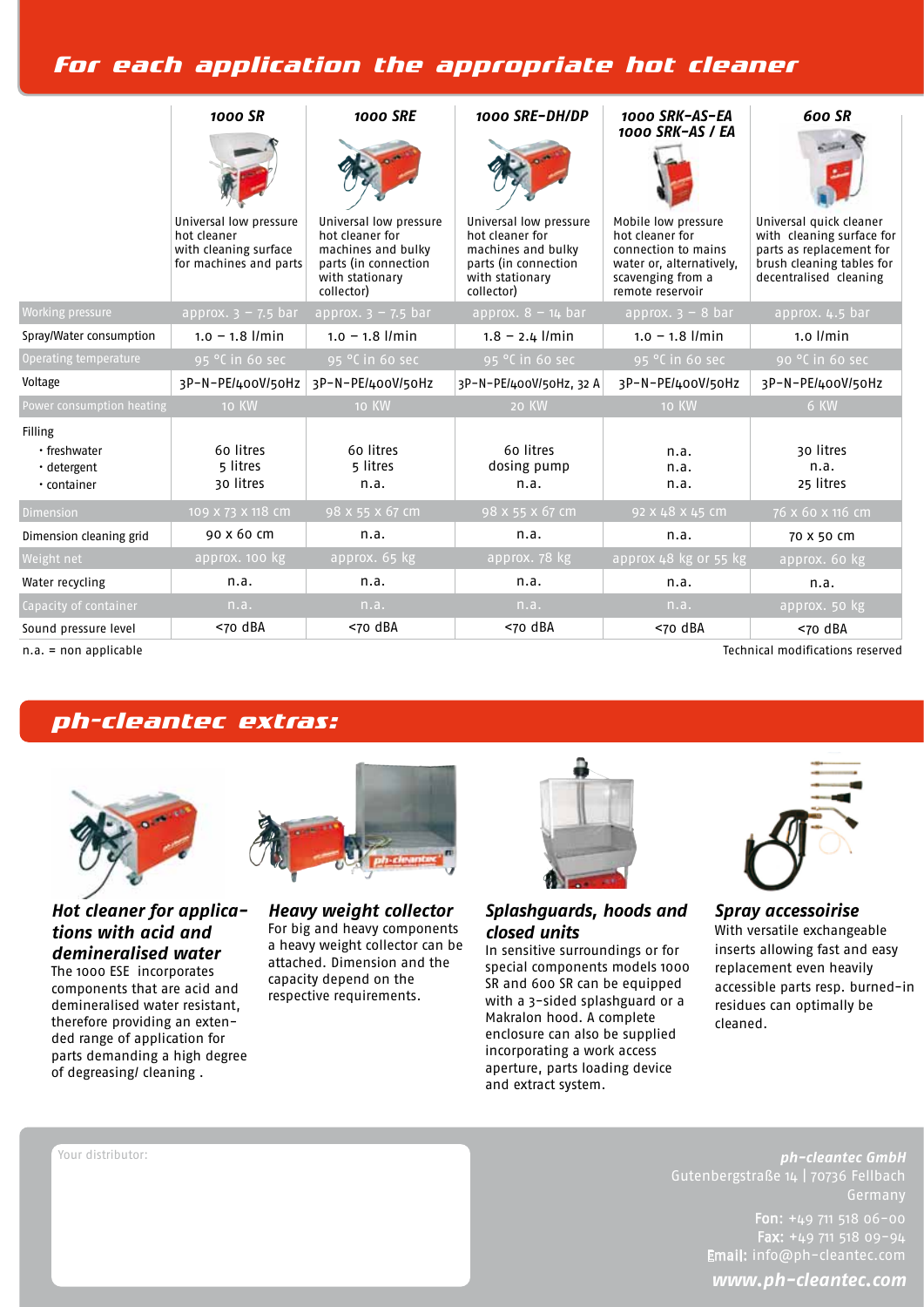## For each application the appropriate hot cleaner

| | 1000 SR | 1000 SRE | 1000 SRE-DH/DP | 1000 SRK-AS-EA 1000 SRK-AS / EA | 600 SR |
|---|---|---|---|---|---|
| | Universal low pressure hot cleaner with cleaning surface for machines and parts | Universal low pressure hot cleaner for machines and bulky parts (in connection with stationary collector) | Universal low pressure hot cleaner for machines and bulky parts (in connection with stationary collector) | Mobile low pressure hot cleaner for connection to mains water or, alternatively, scavenging from a remote reservoir | Universal quick cleaner with cleaning surface for parts as replacement for brush cleaning tables for decentralised cleaning |
| Working pressure | approx. 3 – 7.5 bar | approx. 3 – 7.5 bar | approx. 8 – 14 bar | approx. 3 – 8 bar | approx. 4.5 bar |
| Spray/Water consumption | 1.0 – 1.8 l/min | 1.0 – 1.8 l/min | 1.8 – 2.4 l/min | 1.0 – 1.8 l/min | 1.0 l/min |
| Operating temperature | 95 °C in 60 sec | 95 °C in 60 sec | 95 °C in 60 sec | 95 °C in 60 sec | 90 °C in 60 sec |
| Voltage | 3P-N-PE/400V/50Hz | 3P-N-PE/400V/50Hz | 3P-N-PE/400V/50Hz, 32 A | 3P-N-PE/400V/50Hz | 3P-N-PE/400V/50Hz |
| Power consumption heating | 10 KW | 10 KW | 20 KW | 10 KW | 6 KW |
| Filling<br>• freshwater<br>• detergent<br>• container | <br>60 litres<br>5 litres<br>30 litres | <br>60 litres<br>5 litres<br>n.a. | <br>60 litres<br>dosing pump<br>n.a. | <br>n.a.<br>n.a.<br>n.a. | <br>30 litres<br>n.a.<br>25 litres |
| Dimension | 109 x 73 x 118 cm | 98 x 55 x 67 cm | 98 x 55 x 67 cm | 92 x 48 x 45 cm | 76 x 60 x 116 cm |
| Dimension cleaning grid | 90 x 60 cm | n.a. | n.a. | n.a. | 70 x 50 cm |
| Weight net | approx. 100 kg | approx. 65 kg | approx. 78 kg | approx 48 kg or 55 kg | approx. 60 kg |
| Water recycling | n.a. | n.a. | n.a. | n.a. | n.a. |
| Capacity of container | n.a. | n.a. | n.a. | n.a. | approx. 50 kg |
| Sound pressure level | <70 dBA | <70 dBA | <70 dBA | <70 dBA | <70 dBA |

n.a. = non applicable

Technical modifications reserved

## ph-cleantec extras:

### Hot cleaner for applications with acid and demineralised water

The 1000 ESE incorporates components that are acid and demineralised water resistant, therefore providing an extended range of application for parts demanding a high degree of degreasing/ cleaning .

### Heavy weight collector

For big and heavy components a heavy weight collector can be attached. Dimension and the capacity depend on the respective requirements.

### Splashguards, hoods and closed units

In sensitive surroundings or for special components models 1000 SR and 600 SR can be equipped with a 3-sided splashguard or a Makralon hood. A complete enclosure can also be supplied incorporating a work access aperture, parts loading device and extract system.

### Spray accessoirise

With versatile exchangeable inserts allowing fast and easy replacement even heavily accessible parts resp. burned-in residues can optimally be cleaned.

Your distributor:

**ph-cleantec GmbH**
Gutenbergstraße 14 | 70736 Fellbach
Germany

**Fon:** +49 711 518 06-00
**Fax:** +49 711 518 09-94
**Email:** info@ph-cleantec.com

**www.ph-cleantec.com**